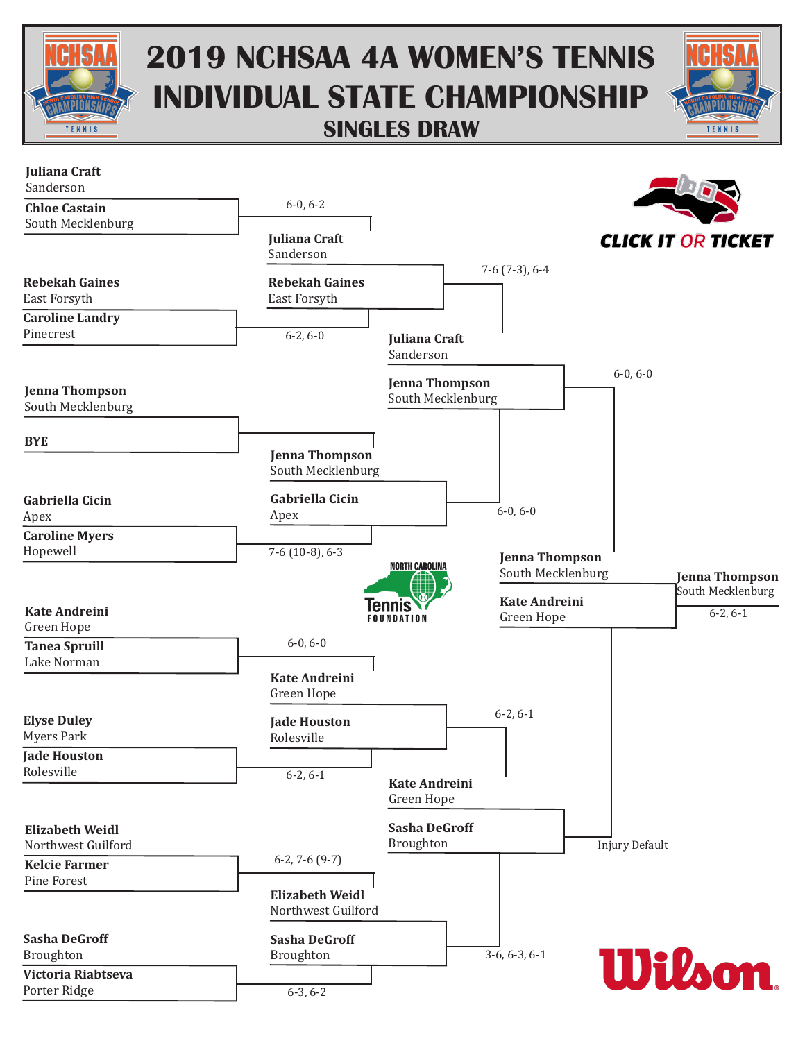# 2019 NCHSAA 4A WOMEN'S TENNIS INDIVIDUAL STATE CHAMPIONSHIP

## SINGLES DRAW

### First Round

| Player 1 | Player 2 | Winner | Score |
| --- | --- | --- | --- |
| Juliana Craft, Sanderson | Chloe Castain, South Mecklenburg | Juliana Craft, Sanderson | 6-0, 6-2 |
| Rebekah Gaines, East Forsyth | Caroline Landry, Pinecrest | Rebekah Gaines, East Forsyth | 6-2, 6-0 |
| Jenna Thompson, South Mecklenburg | BYE | Jenna Thompson, South Mecklenburg | |
| Gabriella Cicin, Apex | Caroline Myers, Hopewell | Gabriella Cicin, Apex | 7-6 (10-8), 6-3 |
| Kate Andreini, Green Hope | Tanea Spruill, Lake Norman | Kate Andreini, Green Hope | 6-0, 6-0 |
| Elyse Duley, Myers Park | Jade Houston, Rolesville | Jade Houston, Rolesville | 6-2, 6-1 |
| Elizabeth Weidl, Northwest Guilford | Kelcie Farmer, Pine Forest | Elizabeth Weidl, Northwest Guilford | 6-2, 7-6 (9-7) |
| Sasha DeGroff, Broughton | Victoria Riabtseva, Porter Ridge | Sasha DeGroff, Broughton | 6-3, 6-2 |

### Quarterfinals

| Player 1 | Player 2 | Winner | Score |
| --- | --- | --- | --- |
| Juliana Craft, Sanderson | Rebekah Gaines, East Forsyth | Juliana Craft, Sanderson | 7-6 (7-3), 6-4 |
| Jenna Thompson, South Mecklenburg | Gabriella Cicin, Apex | Jenna Thompson, South Mecklenburg | 6-0, 6-0 |
| Kate Andreini, Green Hope | Jade Houston, Rolesville | Kate Andreini, Green Hope | 6-2, 6-1 |
| Elizabeth Weidl, Northwest Guilford | Sasha DeGroff, Broughton | Sasha DeGroff, Broughton | 3-6, 6-3, 6-1 |

### Semifinals

| Player 1 | Player 2 | Winner | Score |
| --- | --- | --- | --- |
| Juliana Craft, Sanderson | Jenna Thompson, South Mecklenburg | Jenna Thompson, South Mecklenburg | 6-0, 6-0 |
| Kate Andreini, Green Hope | Sasha DeGroff, Broughton | Kate Andreini, Green Hope | Injury Default |

### Final

| Player 1 | Player 2 | Winner | Score |
| --- | --- | --- | --- |
| Jenna Thompson, South Mecklenburg | Kate Andreini, Green Hope | Jenna Thompson, South Mecklenburg | 6-2, 6-1 |

CLICK IT OR TICKET

NORTH CAROLINA Tennis FOUNDATION

Wilson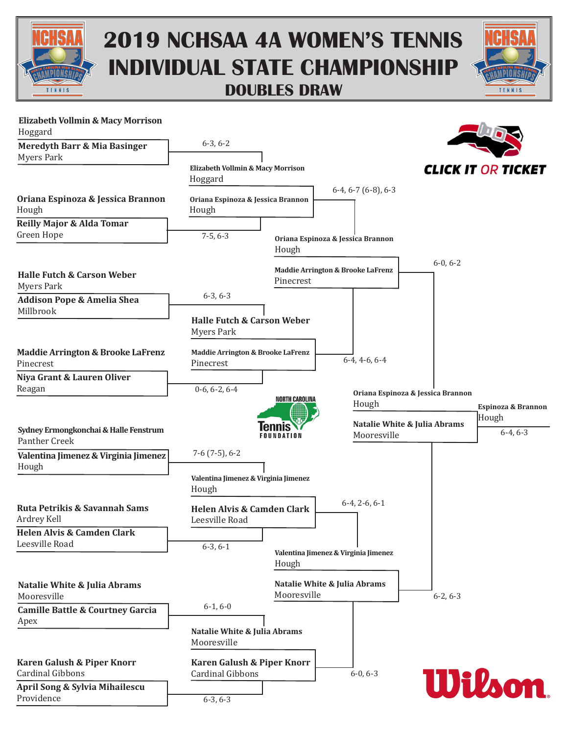# 2019 NCHSAA 4A WOMEN'S TENNIS INDIVIDUAL STATE CHAMPIONSHIP

## DOUBLES DRAW

CLICK IT OR TICKET

### First Round

- Elizabeth Vollmin & Macy Morrison, Hoggard def. Meredyth Barr & Mia Basinger, Myers Park — 6-3, 6-2
- Oriana Espinoza & Jessica Brannon, Hough def. Reilly Major & Alda Tomar, Green Hope — 7-5, 6-3
- Halle Futch & Carson Weber, Myers Park def. Addison Pope & Amelia Shea, Millbrook — 6-3, 6-3
- Maddie Arrington & Brooke LaFrenz, Pinecrest def. Niya Grant & Lauren Oliver, Reagan — 0-6, 6-2, 6-4
- Valentina Jimenez & Virginia Jimenez, Hough def. Sydney Ermongkonchai & Halle Fenstrum, Panther Creek — 7-6 (7-5), 6-2
- Helen Alvis & Camden Clark, Leesville Road def. Ruta Petrikis & Savannah Sams, Ardrey Kell — 6-3, 6-1
- Natalie White & Julia Abrams, Mooresville def. Camille Battle & Courtney Garcia, Apex — 6-1, 6-0
- Karen Galush & Piper Knorr, Cardinal Gibbons def. April Song & Sylvia Mihailescu, Providence — 6-3, 6-3

### Quarterfinals

- Oriana Espinoza & Jessica Brannon, Hough def. Elizabeth Vollmin & Macy Morrison, Hoggard — 6-4, 6-7 (6-8), 6-3
- Maddie Arrington & Brooke LaFrenz, Pinecrest def. Halle Futch & Carson Weber, Myers Park — 6-4, 4-6, 6-4
- Valentina Jimenez & Virginia Jimenez, Hough def. Helen Alvis & Camden Clark, Leesville Road — 6-4, 2-6, 6-1
- Natalie White & Julia Abrams, Mooresville def. Karen Galush & Piper Knorr, Cardinal Gibbons — 6-0, 6-3

### Semifinals

- Oriana Espinoza & Jessica Brannon, Hough def. Maddie Arrington & Brooke LaFrenz, Pinecrest — 6-0, 6-2
- Natalie White & Julia Abrams, Mooresville def. Valentina Jimenez & Virginia Jimenez, Hough — 6-2, 6-3

### Final

- Oriana Espinoza & Jessica Brannon, Hough def. Natalie White & Julia Abrams, Mooresville — 6-4, 6-3

### Champion

Espinoza & Brannon
Hough

NORTH CAROLINA Tennis FOUNDATION

Wilson